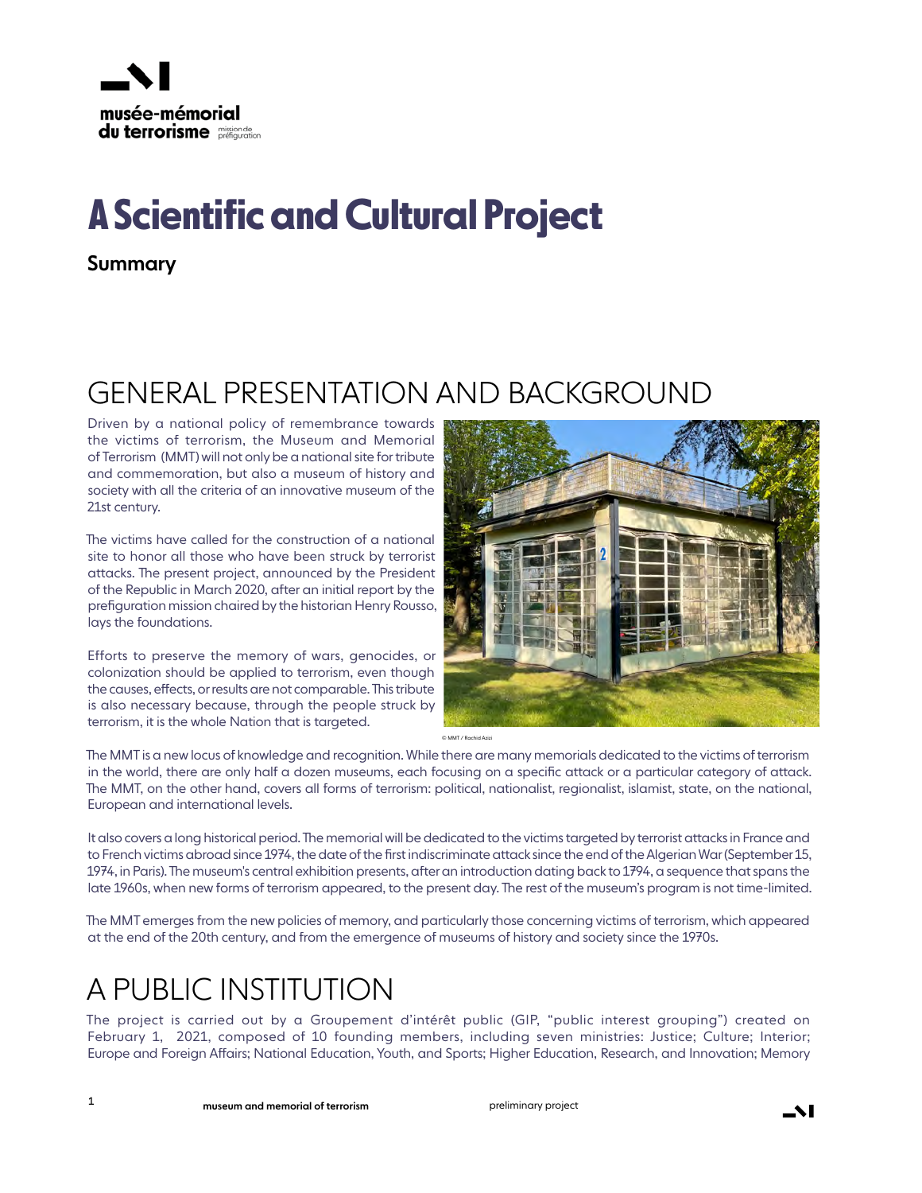musée-mémorial du terrorisme mission de préfiguration

# A Scientific and Cultural Project

**Summary**

## GENERAL PRESENTATION AND BACKGROUND

Driven by a national policy of remembrance towards the victims of terrorism, the Museum and Memorial of Terrorism (MMT) will not only be a national site for tribute and commemoration, but also a museum of history and society with all the criteria of an innovative museum of the 21st century.

The victims have called for the construction of a national site to honor all those who have been struck by terrorist attacks. The present project, announced by the President of the Republic in March 2020, after an initial report by the prefiguration mission chaired by the historian Henry Rousso, lays the foundations.

Efforts to preserve the memory of wars, genocides, or colonization should be applied to terrorism, even though the causes, effects, or results are not comparable. This tribute is also necessary because, through the people struck by terrorism, it is the whole Nation that is targeted.

© MMT / Rachid Azizi

The MMT is a new locus of knowledge and recognition. While there are many memorials dedicated to the victims of terrorism in the world, there are only half a dozen museums, each focusing on a specific attack or a particular category of attack. The MMT, on the other hand, covers all forms of terrorism: political, nationalist, regionalist, islamist, state, on the national, European and international levels.

It also covers a long historical period. The memorial will be dedicated to the victims targeted by terrorist attacks in France and to French victims abroad since 1974, the date of the first indiscriminate attack since the end of the Algerian War (September 15, 1974, in Paris). The museum's central exhibition presents, after an introduction dating back to 1794, a sequence that spans the late 1960s, when new forms of terrorism appeared, to the present day. The rest of the museum's program is not time-limited.

The MMT emerges from the new policies of memory, and particularly those concerning victims of terrorism, which appeared at the end of the 20th century, and from the emergence of museums of history and society since the 1970s.

## A PUBLIC INSTITUTION

The project is carried out by a Groupement d'intérêt public (GIP, "public interest grouping") created on February 1, 2021, composed of 10 founding members, including seven ministries: Justice; Culture; Interior; Europe and Foreign Affairs; National Education, Youth, and Sports; Higher Education, Research, and Innovation; Memory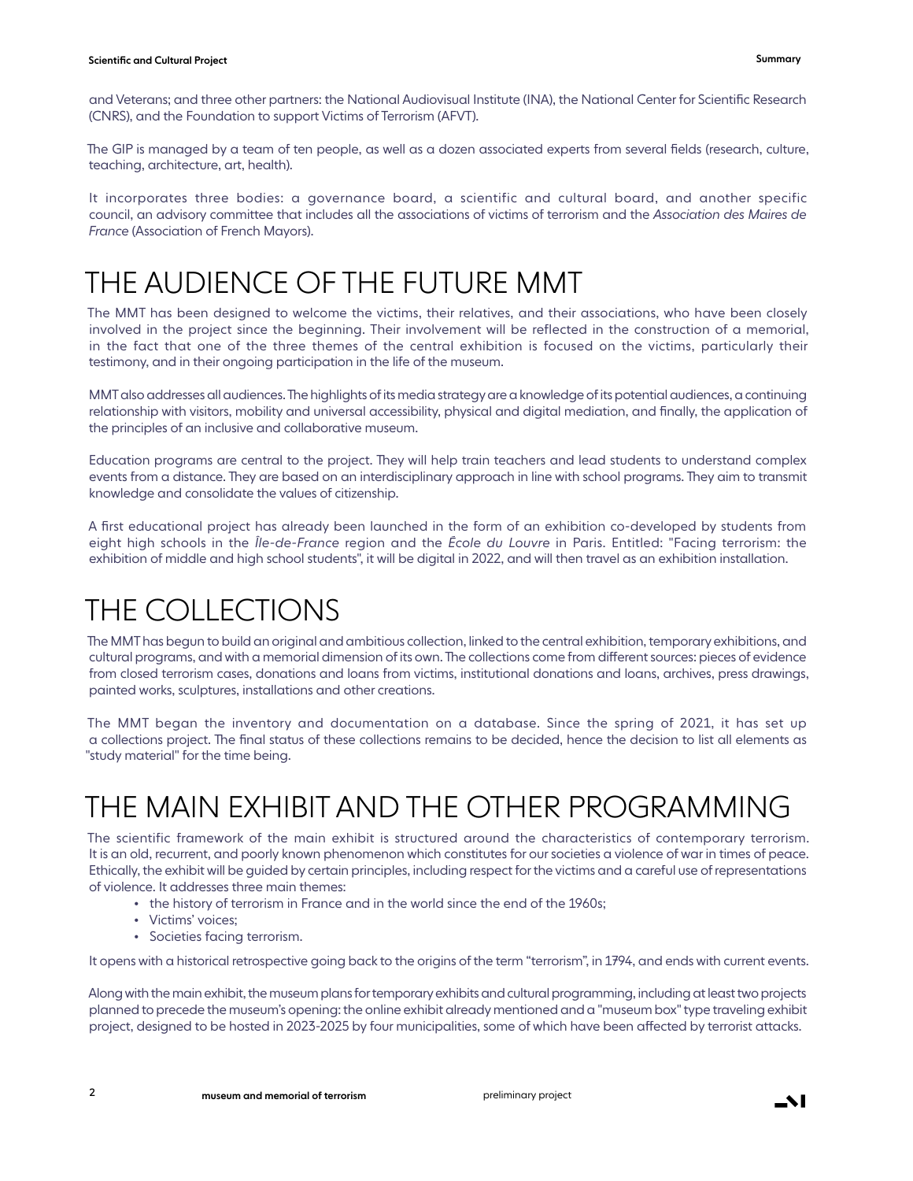and Veterans; and three other partners: the National Audiovisual Institute (INA), the National Center for Scientific Research (CNRS), and the Foundation to support Victims of Terrorism (AFVT).

The GIP is managed by a team of ten people, as well as a dozen associated experts from several fields (research, culture, teaching, architecture, art, health).

It incorporates three bodies: a governance board, a scientific and cultural board, and another specific council, an advisory committee that includes all the associations of victims of terrorism and the *Association des Maires de France* (Association of French Mayors).

# THE AUDIENCE OF THE FUTURE MMT

The MMT has been designed to welcome the victims, their relatives, and their associations, who have been closely involved in the project since the beginning. Their involvement will be reflected in the construction of a memorial, in the fact that one of the three themes of the central exhibition is focused on the victims, particularly their testimony, and in their ongoing participation in the life of the museum.

MMT also addresses all audiences. The highlights of its media strategy are a knowledge of its potential audiences, a continuing relationship with visitors, mobility and universal accessibility, physical and digital mediation, and finally, the application of the principles of an inclusive and collaborative museum.

Education programs are central to the project. They will help train teachers and lead students to understand complex events from a distance. They are based on an interdisciplinary approach in line with school programs. They aim to transmit knowledge and consolidate the values of citizenship.

A first educational project has already been launched in the form of an exhibition co-developed by students from eight high schools in the *Île-de-France* region and the *École du Louvre* in Paris. Entitled: "Facing terrorism: the exhibition of middle and high school students", it will be digital in 2022, and will then travel as an exhibition installation.

# THE COLLECTIONS

The MMT has begun to build an original and ambitious collection, linked to the central exhibition, temporary exhibitions, and cultural programs, and with a memorial dimension of its own. The collections come from different sources: pieces of evidence from closed terrorism cases, donations and loans from victims, institutional donations and loans, archives, press drawings, painted works, sculptures, installations and other creations.

The MMT began the inventory and documentation on a database. Since the spring of 2021, it has set up a collections project. The final status of these collections remains to be decided, hence the decision to list all elements as "study material" for the time being.

# THE MAIN EXHIBIT AND THE OTHER PROGRAMMING

The scientific framework of the main exhibit is structured around the characteristics of contemporary terrorism. It is an old, recurrent, and poorly known phenomenon which constitutes for our societies a violence of war in times of peace. Ethically, the exhibit will be guided by certain principles, including respect for the victims and a careful use of representations of violence. It addresses three main themes:

- the history of terrorism in France and in the world since the end of the 1960s;
- Victims' voices;
- Societies facing terrorism.

It opens with a historical retrospective going back to the origins of the term "terrorism", in 1794, and ends with current events.

Along with the main exhibit, the museum plans for temporary exhibits and cultural programming, including at least two projects planned to precede the museum's opening: the online exhibit already mentioned and a "museum box" type traveling exhibit project, designed to be hosted in 2023-2025 by four municipalities, some of which have been affected by terrorist attacks.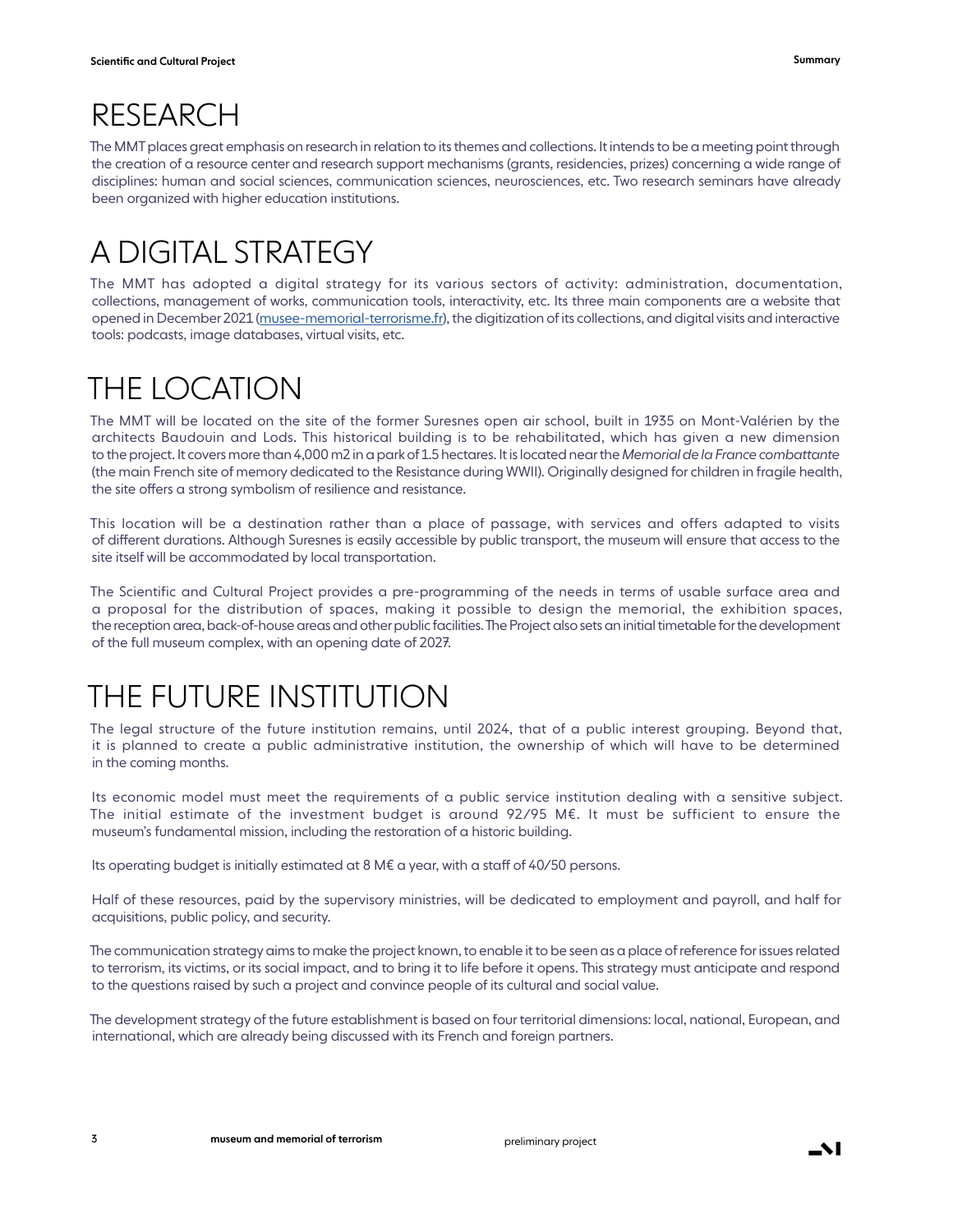# RESEARCH

The MMT places great emphasis on research in relation to its themes and collections. It intends to be a meeting point through the creation of a resource center and research support mechanisms (grants, residencies, prizes) concerning a wide range of disciplines: human and social sciences, communication sciences, neurosciences, etc. Two research seminars have already been organized with higher education institutions.

# A DIGITAL STRATEGY

The MMT has adopted a digital strategy for its various sectors of activity: administration, documentation, collections, management of works, communication tools, interactivity, etc. Its three main components are a website that opened in December 2021 (musee-memorial-terrorisme.fr), the digitization of its collections, and digital visits and interactive tools: podcasts, image databases, virtual visits, etc.

# THE LOCATION

The MMT will be located on the site of the former Suresnes open air school, built in 1935 on Mont-Valérien by the architects Baudouin and Lods. This historical building is to be rehabilitated, which has given a new dimension to the project. It covers more than 4,000 m2 in a park of 1.5 hectares. It is located near the *Memorial de la France combattante* (the main French site of memory dedicated to the Resistance during WWII). Originally designed for children in fragile health, the site offers a strong symbolism of resilience and resistance.

This location will be a destination rather than a place of passage, with services and offers adapted to visits of different durations. Although Suresnes is easily accessible by public transport, the museum will ensure that access to the site itself will be accommodated by local transportation.

The Scientific and Cultural Project provides a pre-programming of the needs in terms of usable surface area and a proposal for the distribution of spaces, making it possible to design the memorial, the exhibition spaces, the reception area, back-of-house areas and other public facilities. The Project also sets an initial timetable for the development of the full museum complex, with an opening date of 2027.

# THE FUTURE INSTITUTION

The legal structure of the future institution remains, until 2024, that of a public interest grouping. Beyond that, it is planned to create a public administrative institution, the ownership of which will have to be determined in the coming months.

Its economic model must meet the requirements of a public service institution dealing with a sensitive subject. The initial estimate of the investment budget is around 92/95 M€. It must be sufficient to ensure the museum's fundamental mission, including the restoration of a historic building.

Its operating budget is initially estimated at 8 M€ a year, with a staff of 40/50 persons.

Half of these resources, paid by the supervisory ministries, will be dedicated to employment and payroll, and half for acquisitions, public policy, and security.

The communication strategy aims to make the project known, to enable it to be seen as a place of reference for issues related to terrorism, its victims, or its social impact, and to bring it to life before it opens. This strategy must anticipate and respond to the questions raised by such a project and convince people of its cultural and social value.

The development strategy of the future establishment is based on four territorial dimensions: local, national, European, and international, which are already being discussed with its French and foreign partners.